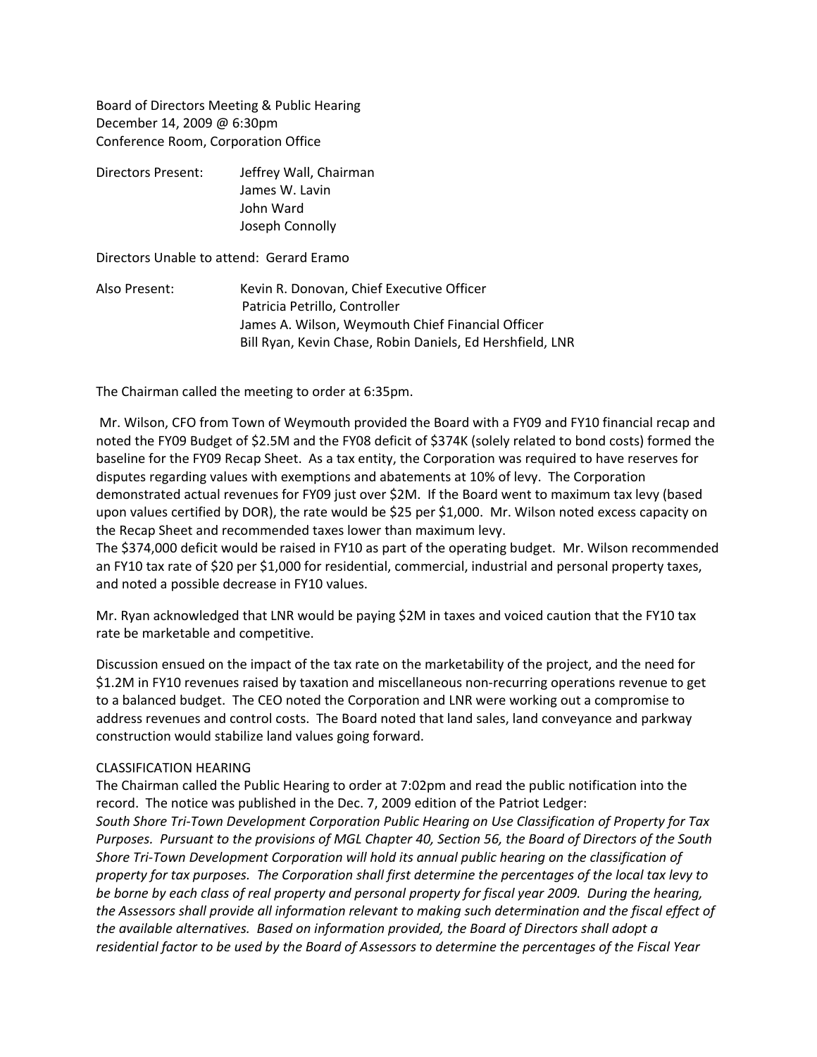Board of Directors Meeting & Public Hearing
December 14, 2009 @ 6:30pm
Conference Room, Corporation Office

Directors Present: Jeffrey Wall, Chairman
James W. Lavin
John Ward
Joseph Connolly

Directors Unable to attend: Gerard Eramo

Also Present: Kevin R. Donovan, Chief Executive Officer
Patricia Petrillo, Controller
James A. Wilson, Weymouth Chief Financial Officer
Bill Ryan, Kevin Chase, Robin Daniels, Ed Hershfield, LNR

The Chairman called the meeting to order at 6:35pm.

Mr. Wilson, CFO from Town of Weymouth provided the Board with a FY09 and FY10 financial recap and noted the FY09 Budget of $2.5M and the FY08 deficit of $374K (solely related to bond costs) formed the baseline for the FY09 Recap Sheet. As a tax entity, the Corporation was required to have reserves for disputes regarding values with exemptions and abatements at 10% of levy. The Corporation demonstrated actual revenues for FY09 just over $2M. If the Board went to maximum tax levy (based upon values certified by DOR), the rate would be $25 per $1,000. Mr. Wilson noted excess capacity on the Recap Sheet and recommended taxes lower than maximum levy.
The $374,000 deficit would be raised in FY10 as part of the operating budget. Mr. Wilson recommended an FY10 tax rate of $20 per $1,000 for residential, commercial, industrial and personal property taxes, and noted a possible decrease in FY10 values.

Mr. Ryan acknowledged that LNR would be paying $2M in taxes and voiced caution that the FY10 tax rate be marketable and competitive.

Discussion ensued on the impact of the tax rate on the marketability of the project, and the need for $1.2M in FY10 revenues raised by taxation and miscellaneous non-recurring operations revenue to get to a balanced budget. The CEO noted the Corporation and LNR were working out a compromise to address revenues and control costs. The Board noted that land sales, land conveyance and parkway construction would stabilize land values going forward.

CLASSIFICATION HEARING
The Chairman called the Public Hearing to order at 7:02pm and read the public notification into the record. The notice was published in the Dec. 7, 2009 edition of the Patriot Ledger:
*South Shore Tri-Town Development Corporation Public Hearing on Use Classification of Property for Tax Purposes. Pursuant to the provisions of MGL Chapter 40, Section 56, the Board of Directors of the South Shore Tri-Town Development Corporation will hold its annual public hearing on the classification of property for tax purposes. The Corporation shall first determine the percentages of the local tax levy to be borne by each class of real property and personal property for fiscal year 2009. During the hearing, the Assessors shall provide all information relevant to making such determination and the fiscal effect of the available alternatives. Based on information provided, the Board of Directors shall adopt a residential factor to be used by the Board of Assessors to determine the percentages of the Fiscal Year*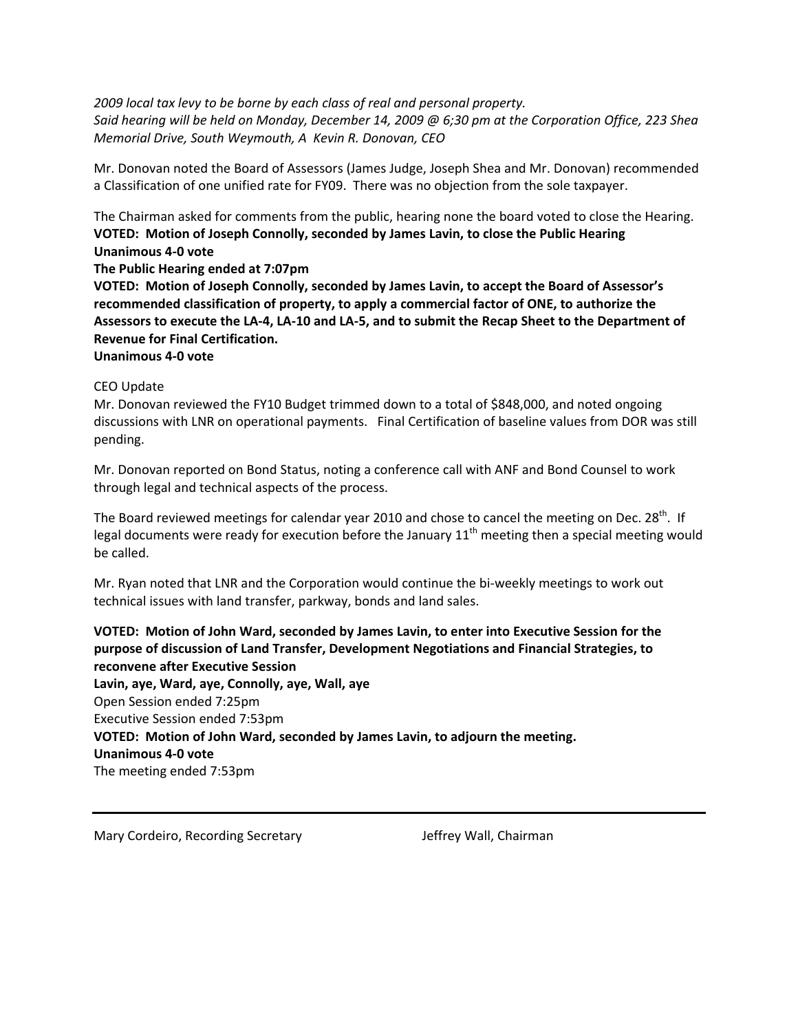*2009 local tax levy to be borne by each class of real and personal property.*
*Said hearing will be held on Monday, December 14, 2009 @ 6;30 pm at the Corporation Office, 223 Shea Memorial Drive, South Weymouth, A Kevin R. Donovan, CEO*

Mr. Donovan noted the Board of Assessors (James Judge, Joseph Shea and Mr. Donovan) recommended a Classification of one unified rate for FY09. There was no objection from the sole taxpayer.

The Chairman asked for comments from the public, hearing none the board voted to close the Hearing.
**VOTED: Motion of Joseph Connolly, seconded by James Lavin, to close the Public Hearing**
**Unanimous 4-0 vote**
**The Public Hearing ended at 7:07pm**
**VOTED: Motion of Joseph Connolly, seconded by James Lavin, to accept the Board of Assessor's recommended classification of property, to apply a commercial factor of ONE, to authorize the Assessors to execute the LA-4, LA-10 and LA-5, and to submit the Recap Sheet to the Department of Revenue for Final Certification.**
**Unanimous 4-0 vote**

CEO Update
Mr. Donovan reviewed the FY10 Budget trimmed down to a total of $848,000, and noted ongoing discussions with LNR on operational payments. Final Certification of baseline values from DOR was still pending.

Mr. Donovan reported on Bond Status, noting a conference call with ANF and Bond Counsel to work through legal and technical aspects of the process.

The Board reviewed meetings for calendar year 2010 and chose to cancel the meeting on Dec. 28th. If legal documents were ready for execution before the January 11th meeting then a special meeting would be called.

Mr. Ryan noted that LNR and the Corporation would continue the bi-weekly meetings to work out technical issues with land transfer, parkway, bonds and land sales.

**VOTED: Motion of John Ward, seconded by James Lavin, to enter into Executive Session for the purpose of discussion of Land Transfer, Development Negotiations and Financial Strategies, to reconvene after Executive Session**
**Lavin, aye, Ward, aye, Connolly, aye, Wall, aye**
Open Session ended 7:25pm
Executive Session ended 7:53pm
**VOTED: Motion of John Ward, seconded by James Lavin, to adjourn the meeting.**
**Unanimous 4-0 vote**
The meeting ended 7:53pm

---

Mary Cordeiro, Recording Secretary Jeffrey Wall, Chairman